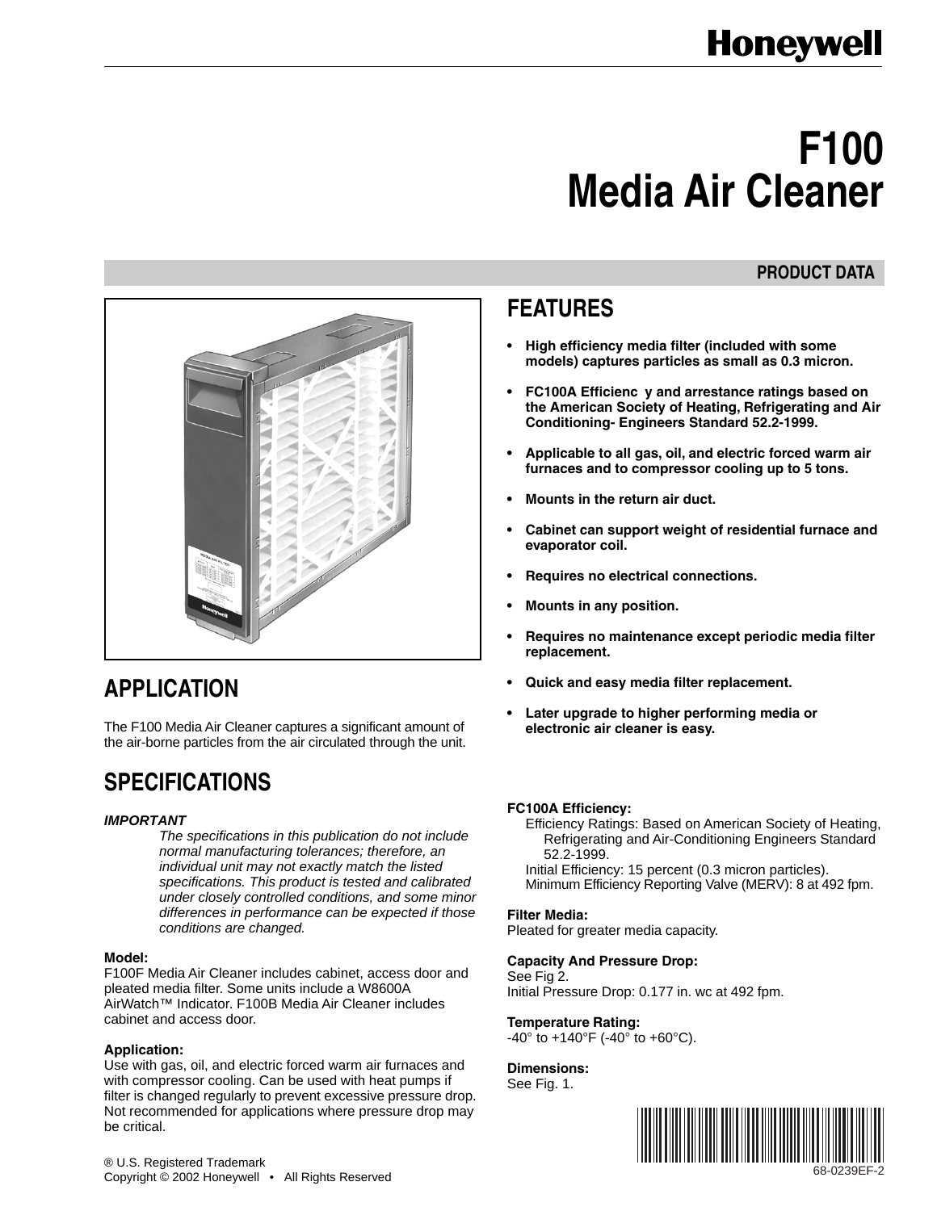# F100 Media Air Cleaner

**PRODUCT DATA**

## FEATURES

- **High efficiency media filter (included with some models) captures particles as small as 0.3 micron.**
- **FC100A Efficienc y and arrestance ratings based on the American Society of Heating, Refrigerating and Air Conditioning- Engineers Standard 52.2-1999.**
- **Applicable to all gas, oil, and electric forced warm air furnaces and to compressor cooling up to 5 tons.**
- **Mounts in the return air duct.**
- **Cabinet can support weight of residential furnace and evaporator coil.**
- **Requires no electrical connections.**
- **Mounts in any position.**
- **Requires no maintenance except periodic media filter replacement.**
- **Quick and easy media filter replacement.**
- **Later upgrade to higher performing media or electronic air cleaner is easy.**

## APPLICATION

The F100 Media Air Cleaner captures a significant amount of the air-borne particles from the air circulated through the unit.

## SPECIFICATIONS

***IMPORTANT***

*The specifications in this publication do not include normal manufacturing tolerances; therefore, an individual unit may not exactly match the listed specifications. This product is tested and calibrated under closely controlled conditions, and some minor differences in performance can be expected if those conditions are changed.*

**Model:**
F100F Media Air Cleaner includes cabinet, access door and pleated media filter. Some units include a W8600A AirWatch™ Indicator. F100B Media Air Cleaner includes cabinet and access door.

**Application:**
Use with gas, oil, and electric forced warm air furnaces and with compressor cooling. Can be used with heat pumps if filter is changed regularly to prevent excessive pressure drop. Not recommended for applications where pressure drop may be critical.

**FC100A Efficiency:**
Efficiency Ratings: Based on American Society of Heating, Refrigerating and Air-Conditioning Engineers Standard 52.2-1999.
Initial Efficiency: 15 percent (0.3 micron particles).
Minimum Efficiency Reporting Valve (MERV): 8 at 492 fpm.

**Filter Media:**
Pleated for greater media capacity.

**Capacity And Pressure Drop:**
See Fig 2.
Initial Pressure Drop: 0.177 in. wc at 492 fpm.

**Temperature Rating:**
-40° to +140°F (-40° to +60°C).

**Dimensions:**
See Fig. 1.

® U.S. Registered Trademark
Copyright © 2002 Honeywell • All Rights Reserved

68-0239EF-2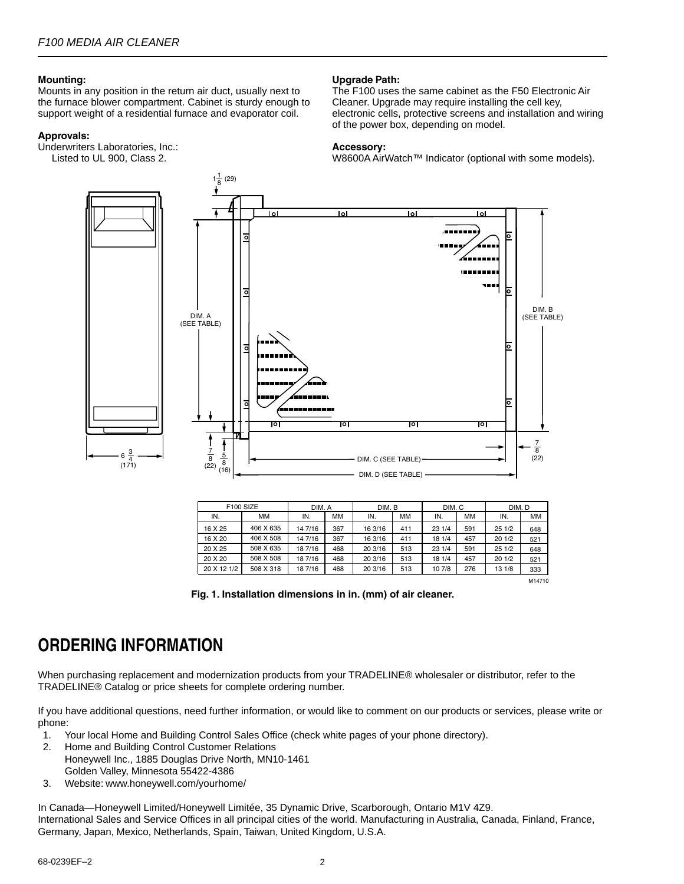**Mounting:**
Mounts in any position in the return air duct, usually next to the furnace blower compartment. Cabinet is sturdy enough to support weight of a residential furnace and evaporator coil.

**Approvals:**
Underwriters Laboratories, Inc.:
Listed to UL 900, Class 2.

**Upgrade Path:**
The F100 uses the same cabinet as the F50 Electronic Air Cleaner. Upgrade may require installing the cell key, electronic cells, protective screens and installation and wiring of the power box, depending on model.

**Accessory:**
W8600A AirWatch™ Indicator (optional with some models).

| F100 SIZE | | DIM. A | | DIM. B | | DIM. C | | DIM. D | |
|---|---|---|---|---|---|---|---|---|---|
| IN. | MM | IN. | MM | IN. | MM | IN. | MM | IN. | MM |
| 16 X 25 | 406 X 635 | 14 7/16 | 367 | 16 3/16 | 411 | 23 1/4 | 591 | 25 1/2 | 648 |
| 16 X 20 | 406 X 508 | 14 7/16 | 367 | 16 3/16 | 411 | 18 1/4 | 457 | 20 1/2 | 521 |
| 20 X 25 | 508 X 635 | 18 7/16 | 468 | 20 3/16 | 513 | 23 1/4 | 591 | 25 1/2 | 648 |
| 20 X 20 | 508 X 508 | 18 7/16 | 468 | 20 3/16 | 513 | 18 1/4 | 457 | 20 1/2 | 521 |
| 20 X 12 1/2 | 508 X 318 | 18 7/16 | 468 | 20 3/16 | 513 | 10 7/8 | 276 | 13 1/8 | 333 |

**Fig. 1. Installation dimensions in in. (mm) of air cleaner.**

# ORDERING INFORMATION

When purchasing replacement and modernization products from your TRADELINE® wholesaler or distributor, refer to the TRADELINE® Catalog or price sheets for complete ordering number.

If you have additional questions, need further information, or would like to comment on our products or services, please write or phone:

1. Your local Home and Building Control Sales Office (check white pages of your phone directory).
2. Home and Building Control Customer Relations
   Honeywell Inc., 1885 Douglas Drive North, MN10-1461
   Golden Valley, Minnesota 55422-4386
3. Website: www.honeywell.com/yourhome/

In Canada—Honeywell Limited/Honeywell Limitée, 35 Dynamic Drive, Scarborough, Ontario M1V 4Z9.
International Sales and Service Offices in all principal cities of the world. Manufacturing in Australia, Canada, Finland, France, Germany, Japan, Mexico, Netherlands, Spain, Taiwan, United Kingdom, U.S.A.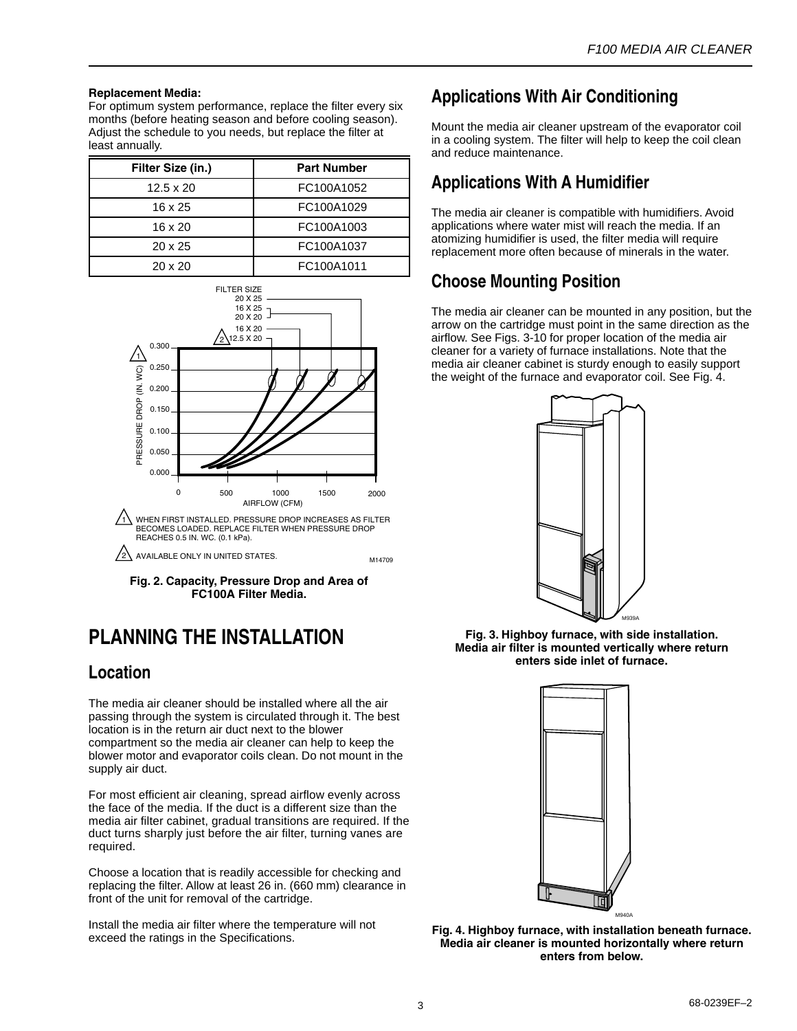**Replacement Media:**
For optimum system performance, replace the filter every six months (before heating season and before cooling season). Adjust the schedule to you needs, but replace the filter at least annually.

| Filter Size (in.) | Part Number |
| --- | --- |
| 12.5 x 20 | FC100A1052 |
| 16 x 25 | FC100A1029 |
| 16 x 20 | FC100A1003 |
| 20 x 25 | FC100A1037 |
| 20 x 20 | FC100A1011 |

1 WHEN FIRST INSTALLED. PRESSURE DROP INCREASES AS FILTER BECOMES LOADED. REPLACE FILTER WHEN PRESSURE DROP REACHES 0.5 IN. WC. (0.1 kPa).

2 AVAILABLE ONLY IN UNITED STATES.

**Fig. 2. Capacity, Pressure Drop and Area of FC100A Filter Media.**

# PLANNING THE INSTALLATION

## Location

The media air cleaner should be installed where all the air passing through the system is circulated through it. The best location is in the return air duct next to the blower compartment so the media air cleaner can help to keep the blower motor and evaporator coils clean. Do not mount in the supply air duct.

For most efficient air cleaning, spread airflow evenly across the face of the media. If the duct is a different size than the media air filter cabinet, gradual transitions are required. If the duct turns sharply just before the air filter, turning vanes are required.

Choose a location that is readily accessible for checking and replacing the filter. Allow at least 26 in. (660 mm) clearance in front of the unit for removal of the cartridge.

Install the media air filter where the temperature will not exceed the ratings in the Specifications.

## Applications With Air Conditioning

Mount the media air cleaner upstream of the evaporator coil in a cooling system. The filter will help to keep the coil clean and reduce maintenance.

## Applications With A Humidifier

The media air cleaner is compatible with humidifiers. Avoid applications where water mist will reach the media. If an atomizing humidifier is used, the filter media will require replacement more often because of minerals in the water.

## Choose Mounting Position

The media air cleaner can be mounted in any position, but the arrow on the cartridge must point in the same direction as the airflow. See Figs. 3-10 for proper location of the media air cleaner for a variety of furnace installations. Note that the media air cleaner cabinet is sturdy enough to easily support the weight of the furnace and evaporator coil. See Fig. 4.

**Fig. 3. Highboy furnace, with side installation. Media air filter is mounted vertically where return enters side inlet of furnace.**

**Fig. 4. Highboy furnace, with installation beneath furnace. Media air cleaner is mounted horizontally where return enters from below.**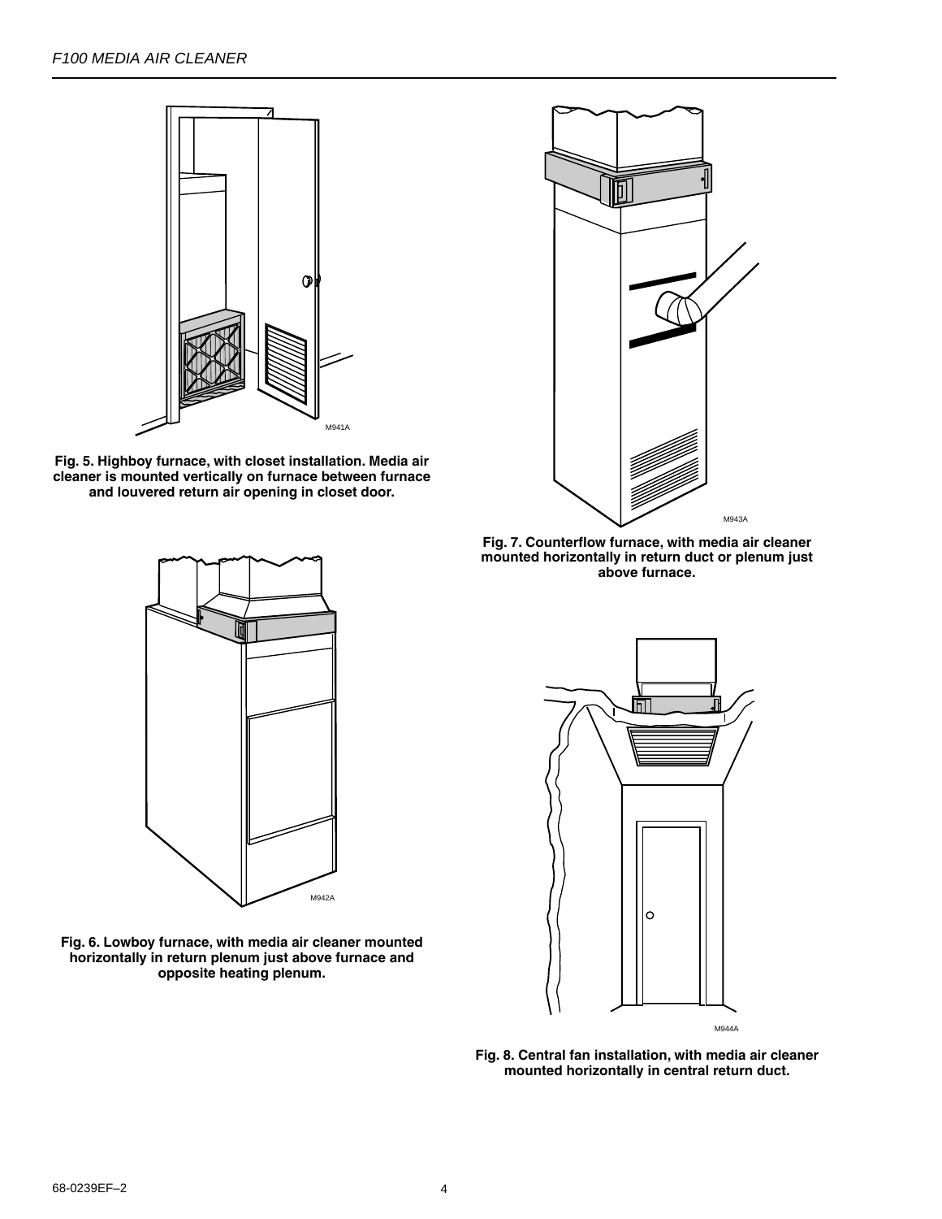M941A

**Fig. 5. Highboy furnace, with closet installation. Media air cleaner is mounted vertically on furnace between furnace and louvered return air opening in closet door.**

M942A

**Fig. 6. Lowboy furnace, with media air cleaner mounted horizontally in return plenum just above furnace and opposite heating plenum.**

M943A

**Fig. 7. Counterflow furnace, with media air cleaner mounted horizontally in return duct or plenum just above furnace.**

M944A

**Fig. 8. Central fan installation, with media air cleaner mounted horizontally in central return duct.**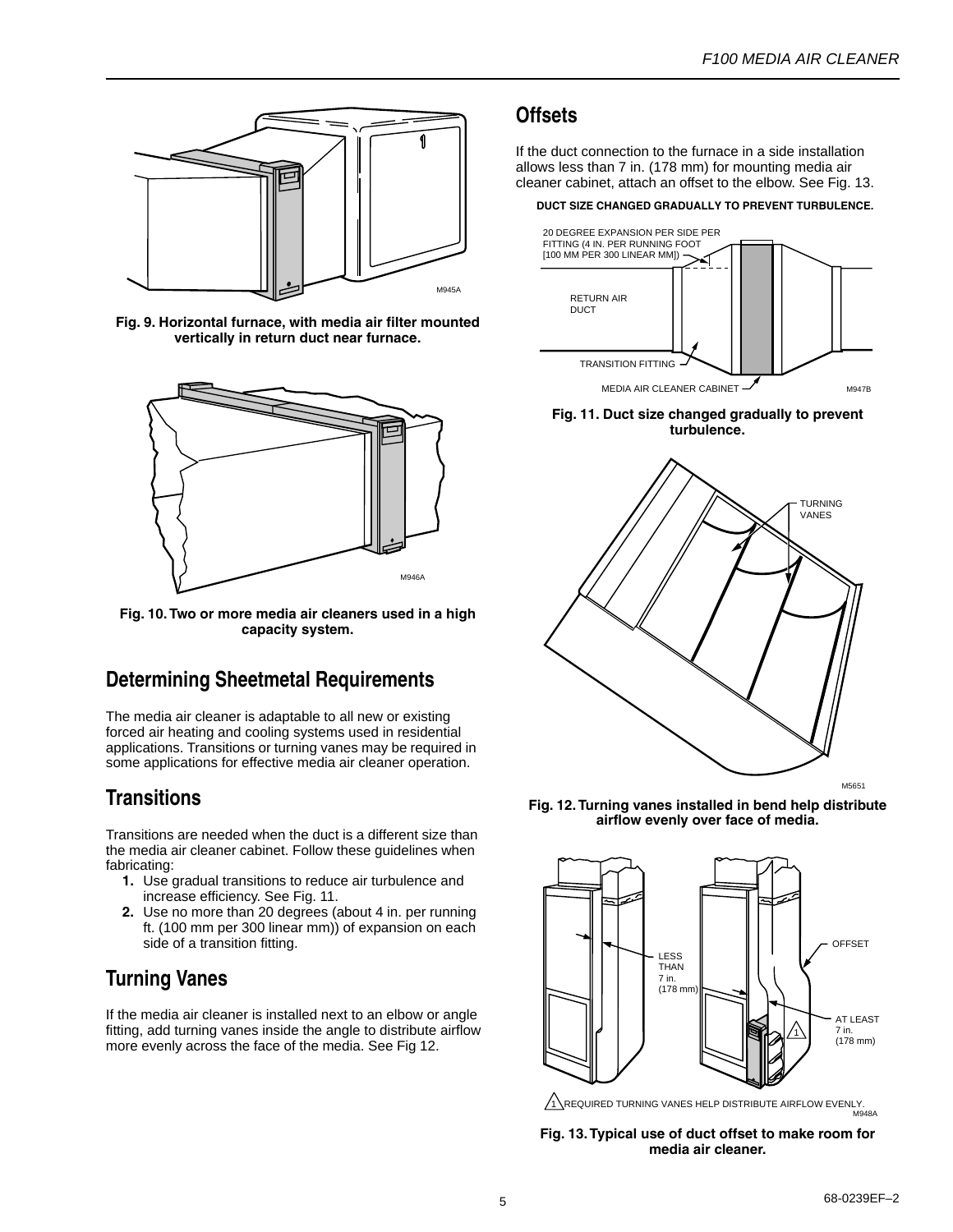Fig. 9. Horizontal furnace, with media air filter mounted vertically in return duct near furnace.

Fig. 10. Two or more media air cleaners used in a high capacity system.

## Determining Sheetmetal Requirements

The media air cleaner is adaptable to all new or existing forced air heating and cooling systems used in residential applications. Transitions or turning vanes may be required in some applications for effective media air cleaner operation.

## Transitions

Transitions are needed when the duct is a different size than the media air cleaner cabinet. Follow these guidelines when fabricating:

1. Use gradual transitions to reduce air turbulence and increase efficiency. See Fig. 11.
2. Use no more than 20 degrees (about 4 in. per running ft. (100 mm per 300 linear mm)) of expansion on each side of a transition fitting.

## Turning Vanes

If the media air cleaner is installed next to an elbow or angle fitting, add turning vanes inside the angle to distribute airflow more evenly across the face of the media. See Fig 12.

## Offsets

If the duct connection to the furnace in a side installation allows less than 7 in. (178 mm) for mounting media air cleaner cabinet, attach an offset to the elbow. See Fig. 13.

Fig. 11. Duct size changed gradually to prevent turbulence.

Fig. 12. Turning vanes installed in bend help distribute airflow evenly over face of media.

Fig. 13. Typical use of duct offset to make room for media air cleaner.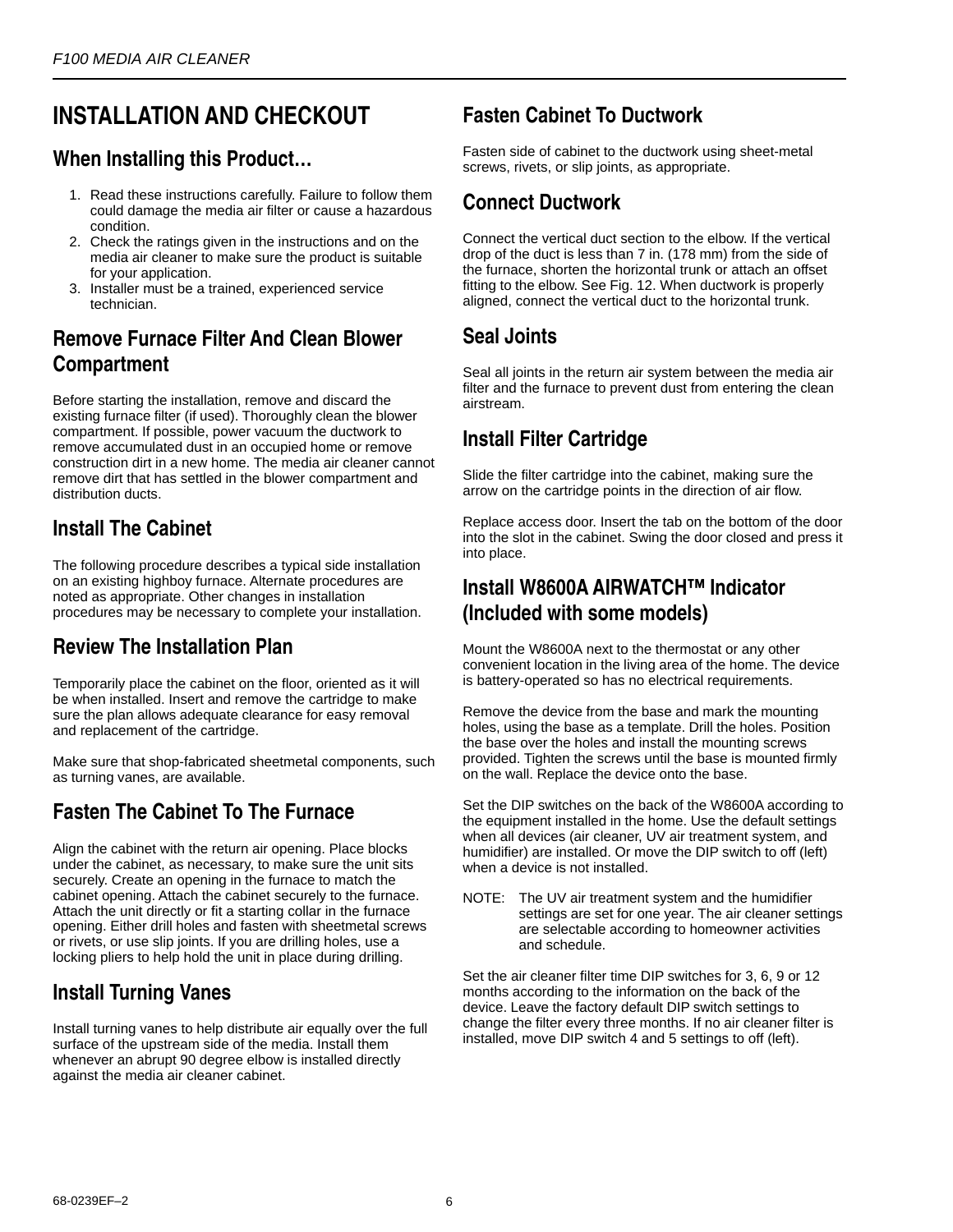# INSTALLATION AND CHECKOUT

## When Installing this Product…

1. Read these instructions carefully. Failure to follow them could damage the media air filter or cause a hazardous condition.
2. Check the ratings given in the instructions and on the media air cleaner to make sure the product is suitable for your application.
3. Installer must be a trained, experienced service technician.

## Remove Furnace Filter And Clean Blower Compartment

Before starting the installation, remove and discard the existing furnace filter (if used). Thoroughly clean the blower compartment. If possible, power vacuum the ductwork to remove accumulated dust in an occupied home or remove construction dirt in a new home. The media air cleaner cannot remove dirt that has settled in the blower compartment and distribution ducts.

## Install The Cabinet

The following procedure describes a typical side installation on an existing highboy furnace. Alternate procedures are noted as appropriate. Other changes in installation procedures may be necessary to complete your installation.

## Review The Installation Plan

Temporarily place the cabinet on the floor, oriented as it will be when installed. Insert and remove the cartridge to make sure the plan allows adequate clearance for easy removal and replacement of the cartridge.

Make sure that shop-fabricated sheetmetal components, such as turning vanes, are available.

## Fasten The Cabinet To The Furnace

Align the cabinet with the return air opening. Place blocks under the cabinet, as necessary, to make sure the unit sits securely. Create an opening in the furnace to match the cabinet opening. Attach the cabinet securely to the furnace. Attach the unit directly or fit a starting collar in the furnace opening. Either drill holes and fasten with sheetmetal screws or rivets, or use slip joints. If you are drilling holes, use a locking pliers to help hold the unit in place during drilling.

## Install Turning Vanes

Install turning vanes to help distribute air equally over the full surface of the upstream side of the media. Install them whenever an abrupt 90 degree elbow is installed directly against the media air cleaner cabinet.

## Fasten Cabinet To Ductwork

Fasten side of cabinet to the ductwork using sheet-metal screws, rivets, or slip joints, as appropriate.

## Connect Ductwork

Connect the vertical duct section to the elbow. If the vertical drop of the duct is less than 7 in. (178 mm) from the side of the furnace, shorten the horizontal trunk or attach an offset fitting to the elbow. See Fig. 12. When ductwork is properly aligned, connect the vertical duct to the horizontal trunk.

## Seal Joints

Seal all joints in the return air system between the media air filter and the furnace to prevent dust from entering the clean airstream.

## Install Filter Cartridge

Slide the filter cartridge into the cabinet, making sure the arrow on the cartridge points in the direction of air flow.

Replace access door. Insert the tab on the bottom of the door into the slot in the cabinet. Swing the door closed and press it into place.

## Install W8600A AIRWATCH™ Indicator (Included with some models)

Mount the W8600A next to the thermostat or any other convenient location in the living area of the home. The device is battery-operated so has no electrical requirements.

Remove the device from the base and mark the mounting holes, using the base as a template. Drill the holes. Position the base over the holes and install the mounting screws provided. Tighten the screws until the base is mounted firmly on the wall. Replace the device onto the base.

Set the DIP switches on the back of the W8600A according to the equipment installed in the home. Use the default settings when all devices (air cleaner, UV air treatment system, and humidifier) are installed. Or move the DIP switch to off (left) when a device is not installed.

NOTE: The UV air treatment system and the humidifier settings are set for one year. The air cleaner settings are selectable according to homeowner activities and schedule.

Set the air cleaner filter time DIP switches for 3, 6, 9 or 12 months according to the information on the back of the device. Leave the factory default DIP switch settings to change the filter every three months. If no air cleaner filter is installed, move DIP switch 4 and 5 settings to off (left).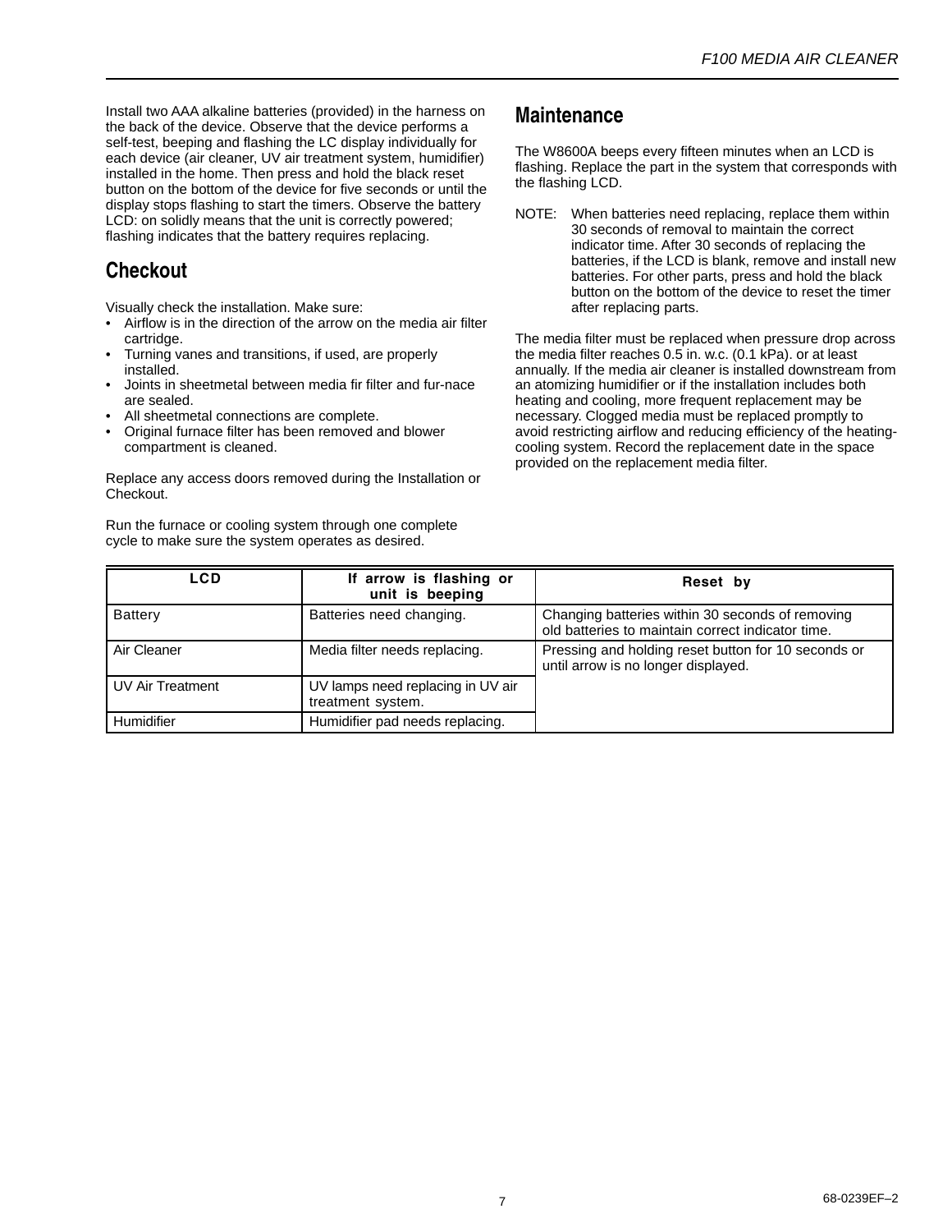Install two AAA alkaline batteries (provided) in the harness on the back of the device. Observe that the device performs a self-test, beeping and flashing the LC display individually for each device (air cleaner, UV air treatment system, humidifier) installed in the home. Then press and hold the black reset button on the bottom of the device for five seconds or until the display stops flashing to start the timers. Observe the battery LCD: on solidly means that the unit is correctly powered; flashing indicates that the battery requires replacing.

## Checkout

Visually check the installation. Make sure:

- Airflow is in the direction of the arrow on the media air filter cartridge.
- Turning vanes and transitions, if used, are properly installed.
- Joints in sheetmetal between media fir filter and fur-nace are sealed.
- All sheetmetal connections are complete.
- Original furnace filter has been removed and blower compartment is cleaned.

Replace any access doors removed during the Installation or Checkout.

Run the furnace or cooling system through one complete cycle to make sure the system operates as desired.

## Maintenance

The W8600A beeps every fifteen minutes when an LCD is flashing. Replace the part in the system that corresponds with the flashing LCD.

NOTE: When batteries need replacing, replace them within 30 seconds of removal to maintain the correct indicator time. After 30 seconds of replacing the batteries, if the LCD is blank, remove and install new batteries. For other parts, press and hold the black button on the bottom of the device to reset the timer after replacing parts.

The media filter must be replaced when pressure drop across the media filter reaches 0.5 in. w.c. (0.1 kPa). or at least annually. If the media air cleaner is installed downstream from an atomizing humidifier or if the installation includes both heating and cooling, more frequent replacement may be necessary. Clogged media must be replaced promptly to avoid restricting airflow and reducing efficiency of the heating-cooling system. Record the replacement date in the space provided on the replacement media filter.

| LCD | If arrow is flashing or unit is beeping | Reset by |
|---|---|---|
| Battery | Batteries need changing. | Changing batteries within 30 seconds of removing old batteries to maintain correct indicator time. |
| Air Cleaner | Media filter needs replacing. | Pressing and holding reset button for 10 seconds or until arrow is no longer displayed. |
| UV Air Treatment | UV lamps need replacing in UV air treatment system. | |
| Humidifier | Humidifier pad needs replacing. | |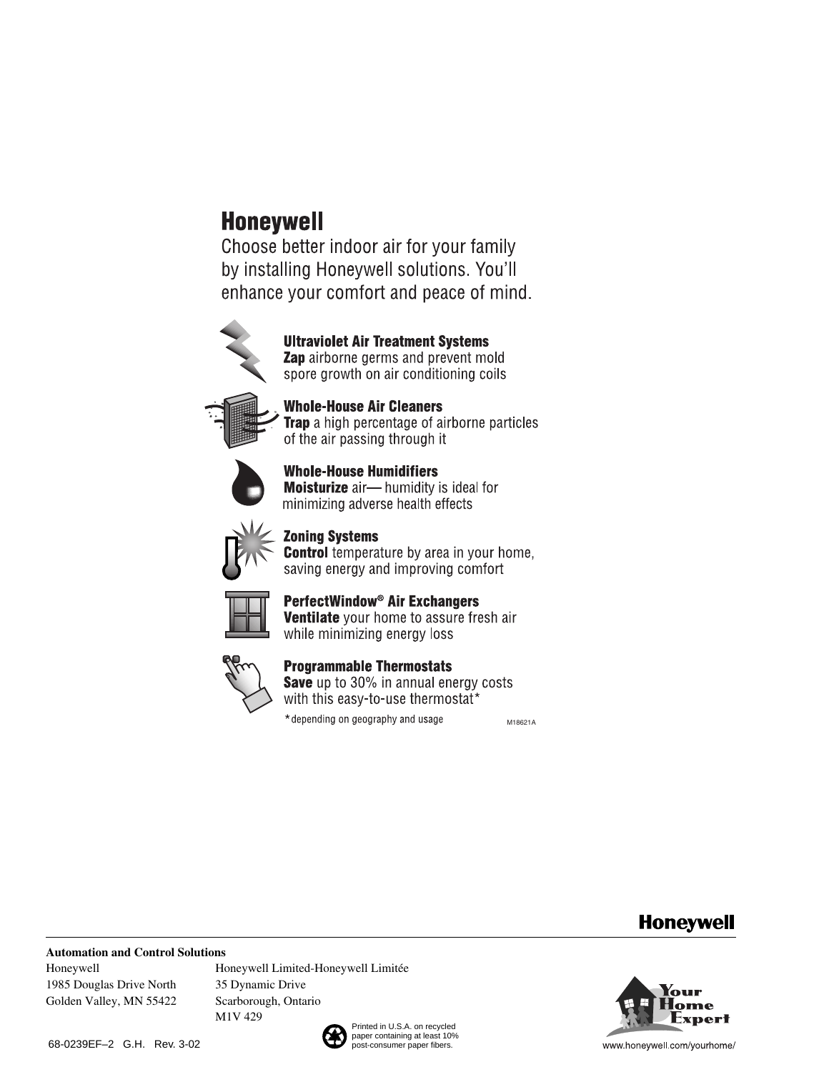# Honeywell

Choose better indoor air for your family by installing Honeywell solutions. You'll enhance your comfort and peace of mind.

**Ultraviolet Air Treatment Systems**
**Zap** airborne germs and prevent mold spore growth on air conditioning coils

**Whole-House Air Cleaners**
**Trap** a high percentage of airborne particles of the air passing through it

**Whole-House Humidifiers**
**Moisturize** air— humidity is ideal for minimizing adverse health effects

**Zoning Systems**
**Control** temperature by area in your home, saving energy and improving comfort

**PerfectWindow® Air Exchangers**
**Ventilate** your home to assure fresh air while minimizing energy loss

**Programmable Thermostats**
**Save** up to 30% in annual energy costs with this easy-to-use thermostat*

*depending on geography and usage

M18621A

**Honeywell**

**Automation and Control Solutions**

Honeywell
1985 Douglas Drive North
Golden Valley, MN 55422

Honeywell Limited-Honeywell Limitée
35 Dynamic Drive
Scarborough, Ontario
M1V 4Z9

Printed in U.S.A. on recycled paper containing at least 10% post-consumer paper fibers.

68-0239EF–2 G.H. Rev. 3-02

Your Home Expert

www.honeywell.com/yourhome/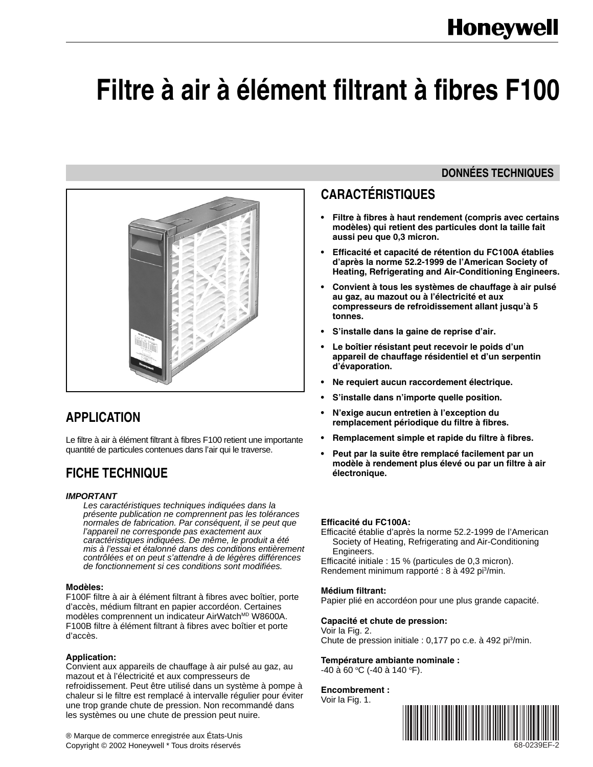# Filtre à air à élément filtrant à fibres F100

## DONNÉES TECHNIQUES

## APPLICATION

Le filtre à air à élément filtrant à fibres F100 retient une importante quantité de particules contenues dans l'air qui le traverse.

## FICHE TECHNIQUE

***IMPORTANT***
*Les caractéristiques techniques indiquées dans la présente publication ne comprennent pas les tolérances normales de fabrication. Par conséquent, il se peut que l'appareil ne corresponde pas exactement aux caractéristiques indiquées. De même, le produit a été mis à l'essai et étalonné dans des conditions entièrement contrôlées et on peut s'attendre à de légères différences de fonctionnement si ces conditions sont modifiées.*

**Modèles:**
F100F filtre à air à élément filtrant à fibres avec boîtier, porte d'accès, médium filtrant en papier accordéon. Certaines modèles comprennent un indicateur AirWatch[MD] W8600A.
F100B filtre à élément filtrant à fibres avec boîtier et porte d'accès.

**Application:**
Convient aux appareils de chauffage à air pulsé au gaz, au mazout et à l'électricité et aux compresseurs de refroidissement. Peut être utilisé dans un système à pompe à chaleur si le filtre est remplacé à intervalle régulier pour éviter une trop grande chute de pression. Non recommandé dans les systèmes ou une chute de pression peut nuire.

## CARACTÉRISTIQUES

- **Filtre à fibres à haut rendement (compris avec certains modèles) qui retient des particules dont la taille fait aussi peu que 0,3 micron.**
- **Efficacité et capacité de rétention du FC100A établies d'après la norme 52.2-1999 de l'American Society of Heating, Refrigerating and Air-Conditioning Engineers.**
- **Convient à tous les systèmes de chauffage à air pulsé au gaz, au mazout ou à l'électricité et aux compresseurs de refroidissement allant jusqu'à 5 tonnes.**
- **S'installe dans la gaine de reprise d'air.**
- **Le boîtier résistant peut recevoir le poids d'un appareil de chauffage résidentiel et d'un serpentin d'évaporation.**
- **Ne requiert aucun raccordement électrique.**
- **S'installe dans n'importe quelle position.**
- **N'exige aucun entretien à l'exception du remplacement périodique du filtre à fibres.**
- **Remplacement simple et rapide du filtre à fibres.**
- **Peut par la suite être remplacé facilement par un modèle à rendement plus élevé ou par un filtre à air électronique.**

**Efficacité du FC100A:**
Efficacité établie d'après la norme 52.2-1999 de l'American Society of Heating, Refrigerating and Air-Conditioning Engineers.
Efficacité initiale : 15 % (particules de 0,3 micron).
Rendement minimum rapporté : 8 à 492 pi$^3$/min.

**Médium filtrant:**
Papier plié en accordéon pour une plus grande capacité.

**Capacité et chute de pression:**
Voir la Fig. 2.
Chute de pression initiale : 0,177 po c.e. à 492 pi$^3$/min.

**Température ambiante nominale :**
-40 à 60 °C (-40 à 140 °F).

**Encombrement :**
Voir la Fig. 1.

® Marque de commerce enregistrée aux États-Unis
Copyright © 2002 Honeywell * Tous droits réservés

68-0239EF-2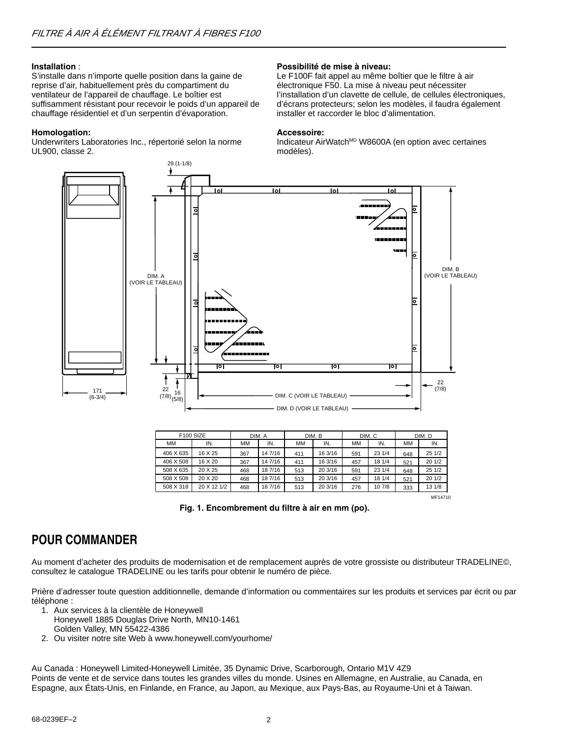**Installation** :
S'installe dans n'importe quelle position dans la gaine de reprise d'air, habituellement près du compartiment du ventilateur de l'appareil de chauffage. Le boîtier est suffisamment résistant pour recevoir le poids d'un appareil de chauffage résidentiel et d'un serpentin d'évaporation.

**Homologation:**
Underwriters Laboratories Inc., répertorié selon la norme UL900, classe 2.

**Possibilité de mise à niveau:**
Le F100F fait appel au même boîtier que le filtre à air électronique F50. La mise à niveau peut nécessiter l'installation d'un clavette de cellule, de cellules électroniques, d'écrans protecteurs; selon les modèles, il faudra également installer et raccorder le bloc d'alimentation.

**Accessoire:**
Indicateur AirWatch[MD] W8600A (en option avec certaines modèles).

| F100 SIZE | | DIM. A | | DIM. B | | DIM. C | | DIM. D | |
|---|---|---|---|---|---|---|---|---|---|
| MM | IN. | MM | IN. | MM | IN. | MM | IN. | MM | IN. |
| 406 X 635 | 16 X 25 | 367 | 14 7/16 | 411 | 16 3/16 | 591 | 23 1/4 | 648 | 25 1/2 |
| 406 X 508 | 16 X 20 | 367 | 14 7/16 | 411 | 16 3/16 | 457 | 18 1/4 | 521 | 20 1/2 |
| 508 X 635 | 20 X 25 | 468 | 18 7/16 | 513 | 20 3/16 | 591 | 23 1/4 | 648 | 25 1/2 |
| 508 X 508 | 20 X 20 | 468 | 18 7/16 | 513 | 20 3/16 | 457 | 18 1/4 | 521 | 20 1/2 |
| 508 X 318 | 20 X 12 1/2 | 468 | 18 7/16 | 513 | 20 3/16 | 276 | 10 7/8 | 333 | 13 1/8 |

MF14710

**Fig. 1. Encombrement du filtre à air en mm (po).**

## POUR COMMANDER

Au moment d'acheter des produits de modernisation et de remplacement auprès de votre grossiste ou distributeur TRADELINE©, consultez le catalogue TRADELINE ou les tarifs pour obtenir le numéro de pièce.

Prière d'adresser toute question additionnelle, demande d'information ou commentaires sur les produits et services par écrit ou par téléphone :

1. Aux services à la clientèle de Honeywell
   Honeywell 1885 Douglas Drive North, MN10-1461
   Golden Valley, MN 55422-4386
2. Ou visiter notre site Web à www.honeywell.com/yourhome/

Au Canada : Honeywell Limited-Honeywell Limitée, 35 Dynamic Drive, Scarborough, Ontario M1V 4Z9
Points de vente et de service dans toutes les grandes villes du monde. Usines en Allemagne, en Australie, au Canada, en Espagne, aux États-Unis, en Finlande, en France, au Japon, au Mexique, aux Pays-Bas, au Royaume-Uni et à Taiwan.

68-0239EF–2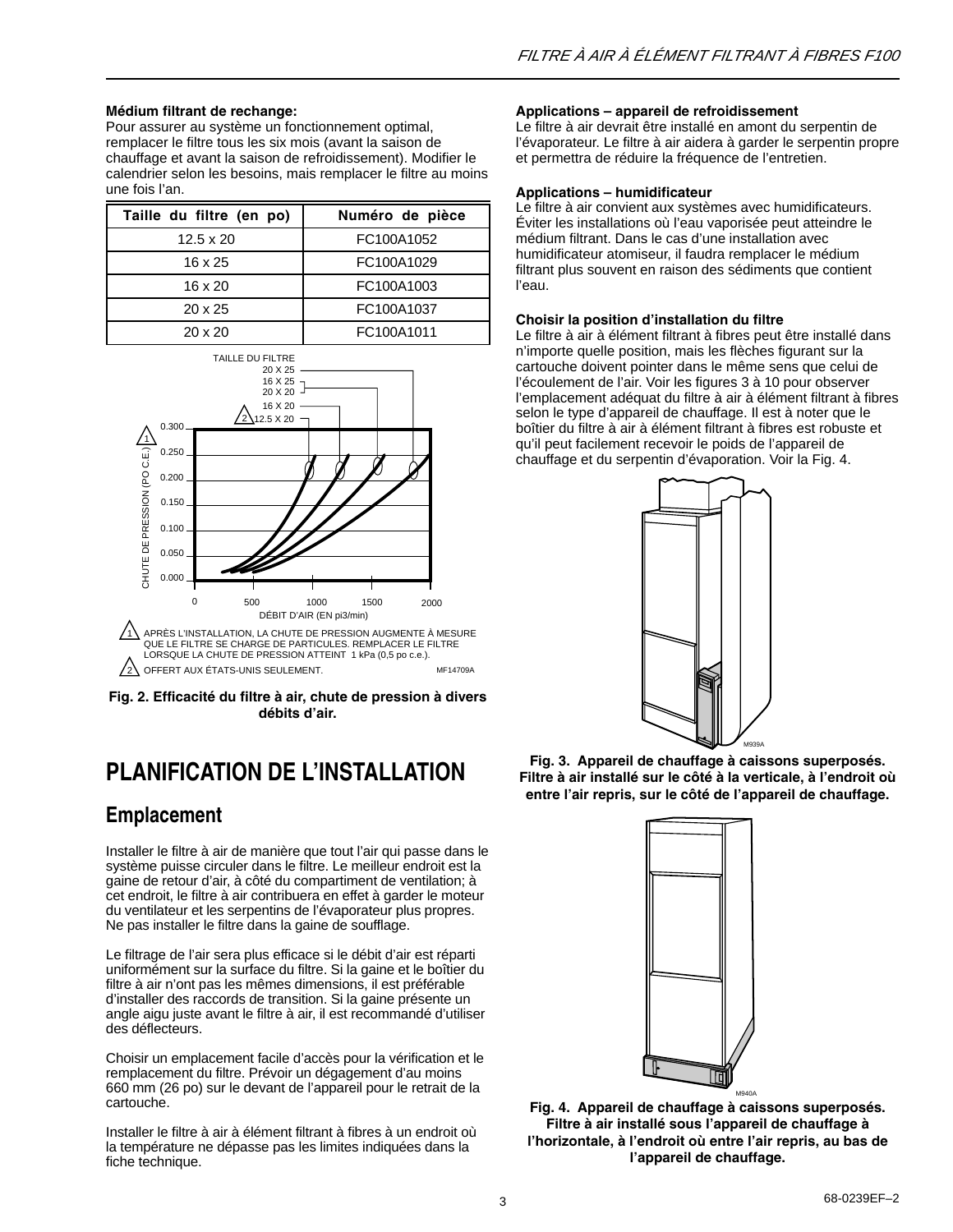**Médium filtrant de rechange:**
Pour assurer au système un fonctionnement optimal, remplacer le filtre tous les six mois (avant la saison de chauffage et avant la saison de refroidissement). Modifier le calendrier selon les besoins, mais remplacer le filtre au moins une fois l'an.

| Taille du filtre (en po) | Numéro de pièce |
|---|---|
| 12.5 x 20 | FC100A1052 |
| 16 x 25 | FC100A1029 |
| 16 x 20 | FC100A1003 |
| 20 x 25 | FC100A1037 |
| 20 x 20 | FC100A1011 |

TAILLE DU FILTRE
20 X 25
16 X 25
20 X 20
16 X 20
2 12.5 X 20

CHUTE DE PRESSION (PO C.E.) 1

DÉBIT D'AIR (EN pi3/min)

1 APRÈS L'INSTALLATION, LA CHUTE DE PRESSION AUGMENTE À MESURE QUE LE FILTRE SE CHARGE DE PARTICULES. REMPLACER LE FILTRE LORSQUE LA CHUTE DE PRESSION ATTEINT 1 kPa (0,5 po c.e.).

2 OFFERT AUX ÉTATS-UNIS SEULEMENT.

MF14709A

**Fig. 2. Efficacité du filtre à air, chute de pression à divers débits d'air.**

# PLANIFICATION DE L'INSTALLATION

## Emplacement

Installer le filtre à air de manière que tout l'air qui passe dans le système puisse circuler dans le filtre. Le meilleur endroit est la gaine de retour d'air, à côté du compartiment de ventilation; à cet endroit, le filtre à air contribuera en effet à garder le moteur du ventilateur et les serpentins de l'évaporateur plus propres. Ne pas installer le filtre dans la gaine de soufflage.

Le filtrage de l'air sera plus efficace si le débit d'air est réparti uniformément sur la surface du filtre. Si la gaine et le boîtier du filtre à air n'ont pas les mêmes dimensions, il est préférable d'installer des raccords de transition. Si la gaine présente un angle aigu juste avant le filtre à air, il est recommandé d'utiliser des déflecteurs.

Choisir un emplacement facile d'accès pour la vérification et le remplacement du filtre. Prévoir un dégagement d'au moins 660 mm (26 po) sur le devant de l'appareil pour le retrait de la cartouche.

Installer le filtre à air à élément filtrant à fibres à un endroit où la température ne dépasse pas les limites indiquées dans la fiche technique.

**Applications – appareil de refroidissement**
Le filtre à air devrait être installé en amont du serpentin de l'évaporateur. Le filtre à air aidera à garder le serpentin propre et permettra de réduire la fréquence de l'entretien.

**Applications – humidificateur**
Le filtre à air convient aux systèmes avec humidificateurs. Éviter les installations où l'eau vaporisée peut atteindre le médium filtrant. Dans le cas d'une installation avec humidificateur atomiseur, il faudra remplacer le médium filtrant plus souvent en raison des sédiments que contient l'eau.

**Choisir la position d'installation du filtre**
Le filtre à air à élément filtrant à fibres peut être installé dans n'importe quelle position, mais les flèches figurant sur la cartouche doivent pointer dans le même sens que celui de l'écoulement de l'air. Voir les figures 3 à 10 pour observer l'emplacement adéquat du filtre à air à élément filtrant à fibres selon le type d'appareil de chauffage. Il est à noter que le boîtier du filtre à air à élément filtrant à fibres est robuste et qu'il peut facilement recevoir le poids de l'appareil de chauffage et du serpentin d'évaporation. Voir la Fig. 4.

M939A

**Fig. 3. Appareil de chauffage à caissons superposés. Filtre à air installé sur le côté à la verticale, à l'endroit où entre l'air repris, sur le côté de l'appareil de chauffage.**

M940A

**Fig. 4. Appareil de chauffage à caissons superposés. Filtre à air installé sous l'appareil de chauffage à l'horizontale, à l'endroit où entre l'air repris, au bas de l'appareil de chauffage.**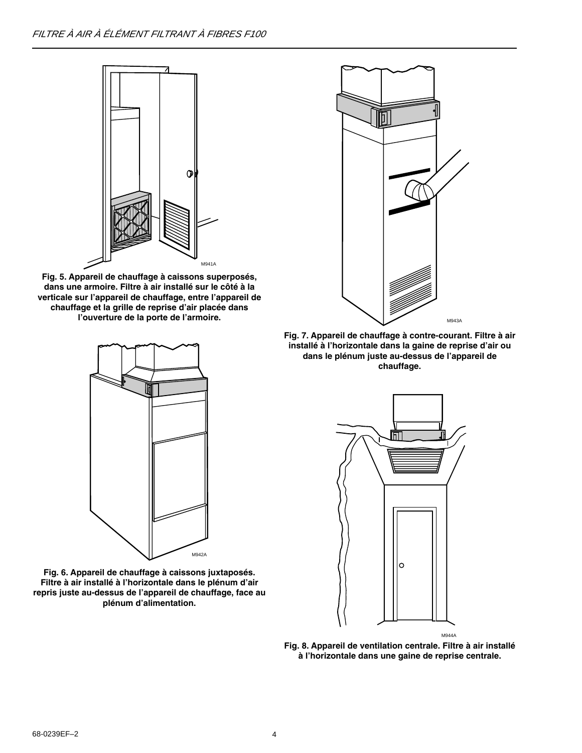Fig. 5. Appareil de chauffage à caissons superposés, dans une armoire. Filtre à air installé sur le côté à la verticale sur l'appareil de chauffage, entre l'appareil de chauffage et la grille de reprise d'air placée dans l'ouverture de la porte de l'armoire.

Fig. 6. Appareil de chauffage à caissons juxtaposés. Filtre à air installé à l'horizontale dans le plénum d'air repris juste au-dessus de l'appareil de chauffage, face au plénum d'alimentation.

Fig. 7. Appareil de chauffage à contre-courant. Filtre à air installé à l'horizontale dans la gaine de reprise d'air ou dans le plénum juste au-dessus de l'appareil de chauffage.

Fig. 8. Appareil de ventilation centrale. Filtre à air installé à l'horizontale dans une gaine de reprise centrale.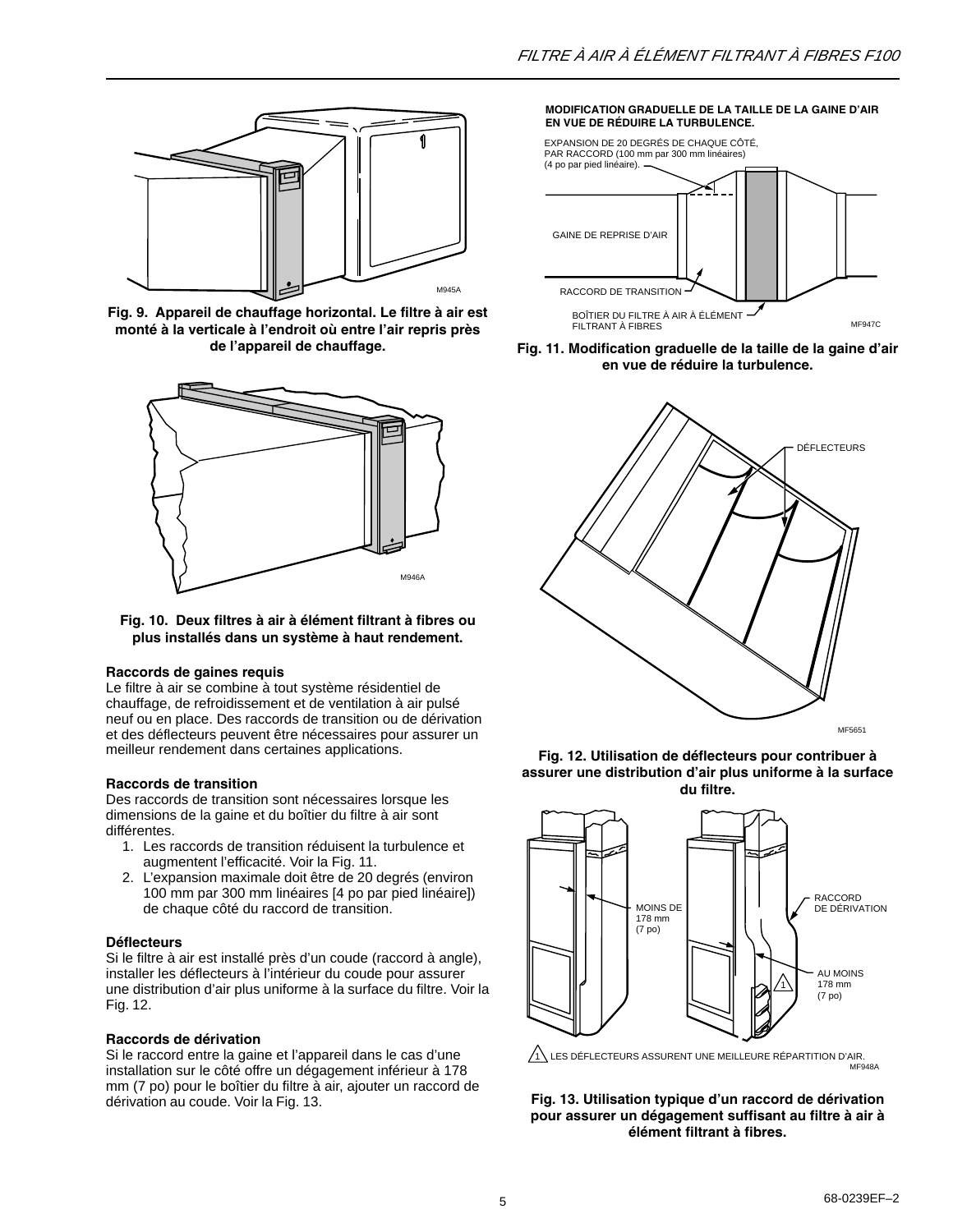Fig. 9. Appareil de chauffage horizontal. Le filtre à air est monté à la verticale à l'endroit où entre l'air repris près de l'appareil de chauffage.

Fig. 10. Deux filtres à air à élément filtrant à fibres ou plus installés dans un système à haut rendement.

### Raccords de gaines requis

Le filtre à air se combine à tout système résidentiel de chauffage, de refroidissement et de ventilation à air pulsé neuf ou en place. Des raccords de transition ou de dérivation et des déflecteurs peuvent être nécessaires pour assurer un meilleur rendement dans certaines applications.

### Raccords de transition

Des raccords de transition sont nécessaires lorsque les dimensions de la gaine et du boîtier du filtre à air sont différentes.

1. Les raccords de transition réduisent la turbulence et augmentent l'efficacité. Voir la Fig. 11.
2. L'expansion maximale doit être de 20 degrés (environ 100 mm par 300 mm linéaires [4 po par pied linéaire]) de chaque côté du raccord de transition.

### Déflecteurs

Si le filtre à air est installé près d'un coude (raccord à angle), installer les déflecteurs à l'intérieur du coude pour assurer une distribution d'air plus uniforme à la surface du filtre. Voir la Fig. 12.

### Raccords de dérivation

Si le raccord entre la gaine et l'appareil dans le cas d'une installation sur le côté offre un dégagement inférieur à 178 mm (7 po) pour le boîtier du filtre à air, ajouter un raccord de dérivation au coude. Voir la Fig. 13.

Fig. 11. Modification graduelle de la taille de la gaine d'air en vue de réduire la turbulence.

Fig. 12. Utilisation de déflecteurs pour contribuer à assurer une distribution d'air plus uniforme à la surface du filtre.

Fig. 13. Utilisation typique d'un raccord de dérivation pour assurer un dégagement suffisant au filtre à air à élément filtrant à fibres.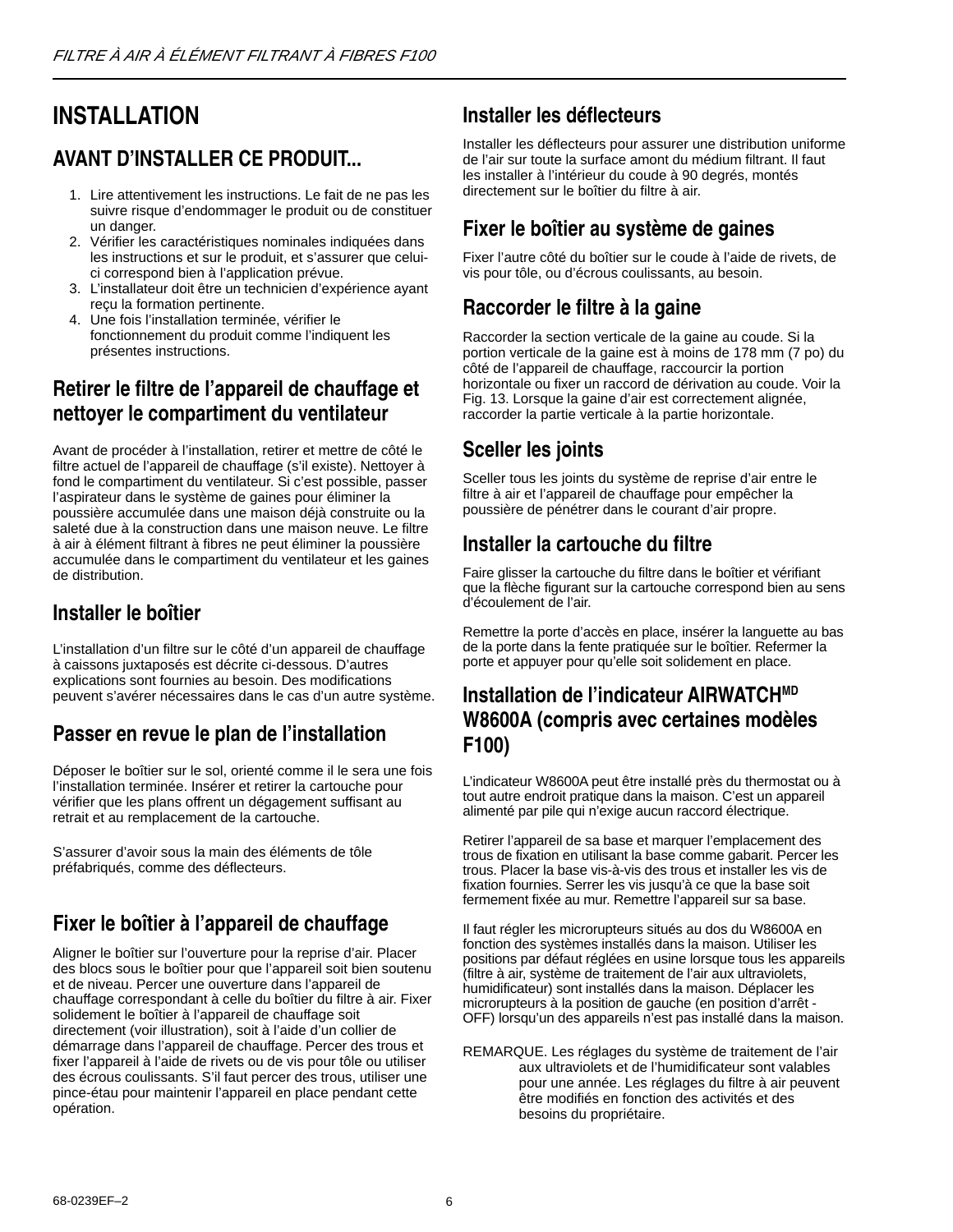// INSTALLATION

## AVANT D'INSTALLER CE PRODUIT...

1. Lire attentivement les instructions. Le fait de ne pas les suivre risque d'endommager le produit ou de constituer un danger.
2. Vérifier les caractéristiques nominales indiquées dans les instructions et sur le produit, et s'assurer que celui-ci correspond bien à l'application prévue.
3. L'installateur doit être un technicien d'expérience ayant reçu la formation pertinente.
4. Une fois l'installation terminée, vérifier le fonctionnement du produit comme l'indiquent les présentes instructions.

### Retirer le filtre de l'appareil de chauffage et nettoyer le compartiment du ventilateur

Avant de procéder à l'installation, retirer et mettre de côté le filtre actuel de l'appareil de chauffage (s'il existe). Nettoyer à fond le compartiment du ventilateur. Si c'est possible, passer l'aspirateur dans le système de gaines pour éliminer la poussière accumulée dans une maison déjà construite ou la saleté due à la construction dans une maison neuve. Le filtre à air à élément filtrant à fibres ne peut éliminer la poussière accumulée dans le compartiment du ventilateur et les gaines de distribution.

### Installer le boîtier

L'installation d'un filtre sur le côté d'un appareil de chauffage à caissons juxtaposés est décrite ci-dessous. D'autres explications sont fournies au besoin. Des modifications peuvent s'avérer nécessaires dans le cas d'un autre système.

### Passer en revue le plan de l'installation

Déposer le boîtier sur le sol, orienté comme il le sera une fois l'installation terminée. Insérer et retirer la cartouche pour vérifier que les plans offrent un dégagement suffisant au retrait et au remplacement de la cartouche.

S'assurer d'avoir sous la main des éléments de tôle préfabriqués, comme des déflecteurs.

### Fixer le boîtier à l'appareil de chauffage

Aligner le boîtier sur l'ouverture pour la reprise d'air. Placer des blocs sous le boîtier pour que l'appareil soit bien soutenu et de niveau. Percer une ouverture dans l'appareil de chauffage correspondant à celle du boîtier du filtre à air. Fixer solidement le boîtier à l'appareil de chauffage soit directement (voir illustration), soit à l'aide d'un collier de démarrage dans l'appareil de chauffage. Percer des trous et fixer l'appareil à l'aide de rivets ou de vis pour tôle ou utiliser des écrous coulissants. S'il faut percer des trous, utiliser une pince-étau pour maintenir l'appareil en place pendant cette opération.

### Installer les déflecteurs

Installer les déflecteurs pour assurer une distribution uniforme de l'air sur toute la surface amont du médium filtrant. Il faut les installer à l'intérieur du coude à 90 degrés, montés directement sur le boîtier du filtre à air.

### Fixer le boîtier au système de gaines

Fixer l'autre côté du boîtier sur le coude à l'aide de rivets, de vis pour tôle, ou d'écrous coulissants, au besoin.

### Raccorder le filtre à la gaine

Raccorder la section verticale de la gaine au coude. Si la portion verticale de la gaine est à moins de 178 mm (7 po) du côté de l'appareil de chauffage, raccourcir la portion horizontale ou fixer un raccord de dérivation au coude. Voir la Fig. 13. Lorsque la gaine d'air est correctement alignée, raccorder la partie verticale à la partie horizontale.

### Sceller les joints

Sceller tous les joints du système de reprise d'air entre le filtre à air et l'appareil de chauffage pour empêcher la poussière de pénétrer dans le courant d'air propre.

### Installer la cartouche du filtre

Faire glisser la cartouche du filtre dans le boîtier et vérifiant que la flèche figurant sur la cartouche correspond bien au sens d'écoulement de l'air.

Remettre la porte d'accès en place, insérer la languette au bas de la porte dans la fente pratiquée sur le boîtier. Refermer la porte et appuyer pour qu'elle soit solidement en place.

### Installation de l'indicateur AIRWATCH[MD] W8600A (compris avec certaines modèles F100)

L'indicateur W8600A peut être installé près du thermostat ou à tout autre endroit pratique dans la maison. C'est un appareil alimenté par pile qui n'exige aucun raccord électrique.

Retirer l'appareil de sa base et marquer l'emplacement des trous de fixation en utilisant la base comme gabarit. Percer les trous. Placer la base vis-à-vis des trous et installer les vis de fixation fournies. Serrer les vis jusqu'à ce que la base soit fermement fixée au mur. Remettre l'appareil sur sa base.

Il faut régler les microrupteurs situés au dos du W8600A en fonction des systèmes installés dans la maison. Utiliser les positions par défaut réglées en usine lorsque tous les appareils (filtre à air, système de traitement de l'air aux ultraviolets, humidificateur) sont installés dans la maison. Déplacer les microrupteurs à la position de gauche (en position d'arrêt - OFF) lorsqu'un des appareils n'est pas installé dans la maison.

REMARQUE. Les réglages du système de traitement de l'air aux ultraviolets et de l'humidificateur sont valables pour une année. Les réglages du filtre à air peuvent être modifiés en fonction des activités et des besoins du propriétaire.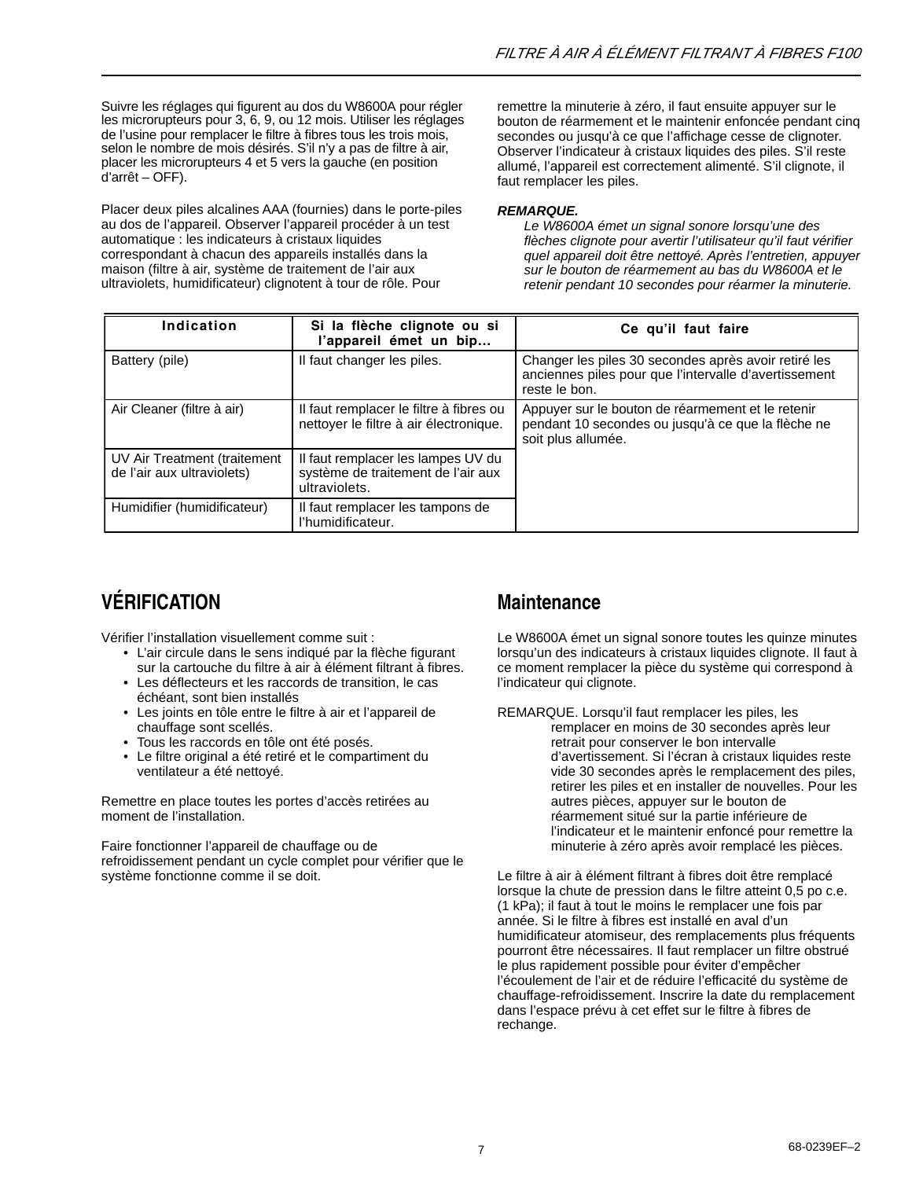Suivre les réglages qui figurent au dos du W8600A pour régler les microrupteurs pour 3, 6, 9, ou 12 mois. Utiliser les réglages de l'usine pour remplacer le filtre à fibres tous les trois mois, selon le nombre de mois désirés. S'il n'y a pas de filtre à air, placer les microrupteurs 4 et 5 vers la gauche (en position d'arrêt – OFF).

Placer deux piles alcalines AAA (fournies) dans le porte-piles au dos de l'appareil. Observer l'appareil procéder à un test automatique : les indicateurs à cristaux liquides correspondant à chacun des appareils installés dans la maison (filtre à air, système de traitement de l'air aux ultraviolets, humidificateur) clignotent à tour de rôle. Pour remettre la minuterie à zéro, il faut ensuite appuyer sur le bouton de réarmement et le maintenir enfoncée pendant cinq secondes ou jusqu'à ce que l'affichage cesse de clignoter. Observer l'indicateur à cristaux liquides des piles. S'il reste allumé, l'appareil est correctement alimenté. S'il clignote, il faut remplacer les piles.

***REMARQUE.***
*Le W8600A émet un signal sonore lorsqu'une des flèches clignote pour avertir l'utilisateur qu'il faut vérifier quel appareil doit être nettoyé. Après l'entretien, appuyer sur le bouton de réarmement au bas du W8600A et le retenir pendant 10 secondes pour réarmer la minuterie.*

| Indication | Si la flèche clignote ou si l'appareil émet un bip… | Ce qu'il faut faire |
|---|---|---|
| Battery (pile) | Il faut changer les piles. | Changer les piles 30 secondes après avoir retiré les anciennes piles pour que l'intervalle d'avertissement reste le bon. |
| Air Cleaner (filtre à air) | Il faut remplacer le filtre à fibres ou nettoyer le filtre à air électronique. | Appuyer sur le bouton de réarmement et le retenir pendant 10 secondes ou jusqu'à ce que la flèche ne soit plus allumée. |
| UV Air Treatment (traitement de l'air aux ultraviolets) | Il faut remplacer les lampes UV du système de traitement de l'air aux ultraviolets. | |
| Humidifier (humidificateur) | Il faut remplacer les tampons de l'humidificateur. | |

## VÉRIFICATION

Vérifier l'installation visuellement comme suit :

- L'air circule dans le sens indiqué par la flèche figurant sur la cartouche du filtre à air à élément filtrant à fibres.
- Les déflecteurs et les raccords de transition, le cas échéant, sont bien installés
- Les joints en tôle entre le filtre à air et l'appareil de chauffage sont scellés.
- Tous les raccords en tôle ont été posés.
- Le filtre original a été retiré et le compartiment du ventilateur a été nettoyé.

Remettre en place toutes les portes d'accès retirées au moment de l'installation.

Faire fonctionner l'appareil de chauffage ou de refroidissement pendant un cycle complet pour vérifier que le système fonctionne comme il se doit.

## Maintenance

Le W8600A émet un signal sonore toutes les quinze minutes lorsqu'un des indicateurs à cristaux liquides clignote. Il faut à ce moment remplacer la pièce du système qui correspond à l'indicateur qui clignote.

REMARQUE. Lorsqu'il faut remplacer les piles, les remplacer en moins de 30 secondes après leur retrait pour conserver le bon intervalle d'avertissement. Si l'écran à cristaux liquides reste vide 30 secondes après le remplacement des piles, retirer les piles et en installer de nouvelles. Pour les autres pièces, appuyer sur le bouton de réarmement situé sur la partie inférieure de l'indicateur et le maintenir enfoncé pour remettre la minuterie à zéro après avoir remplacé les pièces.

Le filtre à air à élément filtrant à fibres doit être remplacé lorsque la chute de pression dans le filtre atteint 0,5 po c.e. (1 kPa); il faut à tout le moins le remplacer une fois par année. Si le filtre à fibres est installé en aval d'un humidificateur atomiseur, des remplacements plus fréquents pourront être nécessaires. Il faut remplacer un filtre obstrué le plus rapidement possible pour éviter d'empêcher l'écoulement de l'air et de réduire l'efficacité du système de chauffage-refroidissement. Inscrire la date du remplacement dans l'espace prévu à cet effet sur le filtre à fibres de rechange.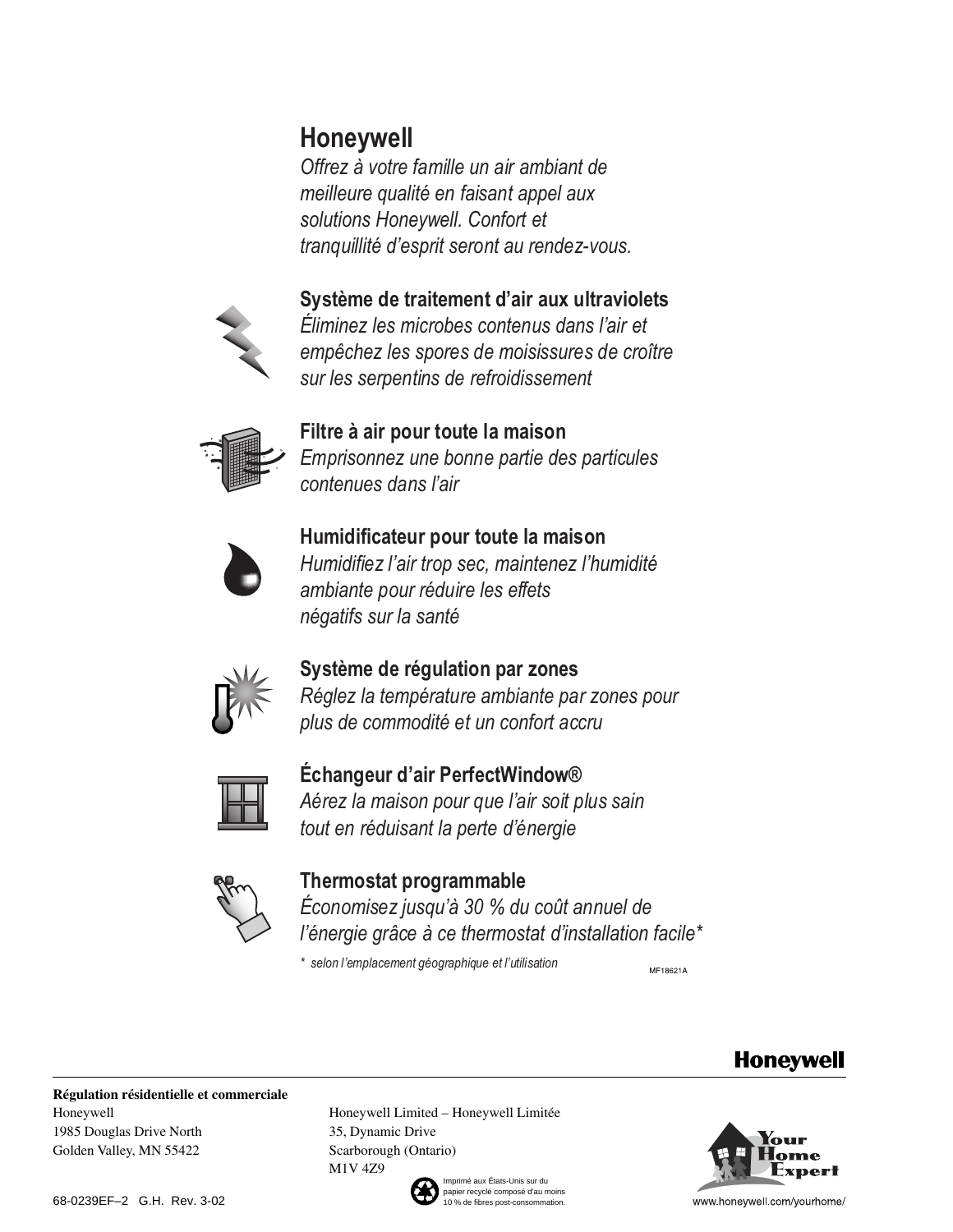## Honeywell

*Offrez à votre famille un air ambiant de meilleure qualité en faisant appel aux solutions Honeywell. Confort et tranquillité d'esprit seront au rendez-vous.*

**Système de traitement d'air aux ultraviolets**
*Éliminez les microbes contenus dans l'air et empêchez les spores de moisissures de croître sur les serpentins de refroidissement*

**Filtre à air pour toute la maison**
*Emprisonnez une bonne partie des particules contenues dans l'air*

**Humidificateur pour toute la maison**
*Humidifiez l'air trop sec, maintenez l'humidité ambiante pour réduire les effets négatifs sur la santé*

**Système de régulation par zones**
*Réglez la température ambiante par zones pour plus de commodité et un confort accru*

**Échangeur d'air PerfectWindow®**
*Aérez la maison pour que l'air soit plus sain tout en réduisant la perte d'énergie*

**Thermostat programmable**
*Économisez jusqu'à 30 % du coût annuel de l'énergie grâce à ce thermostat d'installation facile**

*\* selon l'emplacement géographique et l'utilisation*

MF18621A

**Honeywell**

**Régulation résidentielle et commerciale**
Honeywell
1985 Douglas Drive North
Golden Valley, MN 55422

Honeywell Limited – Honeywell Limitée
35, Dynamic Drive
Scarborough (Ontario)
M1V 4Z9

Imprimé aux États-Unis sur du papier recyclé composé d'au moins 10 % de fibres post-consommation.

Your Home Expert
www.honeywell.com/yourhome/

68-0239EF–2 G.H. Rev. 3-02